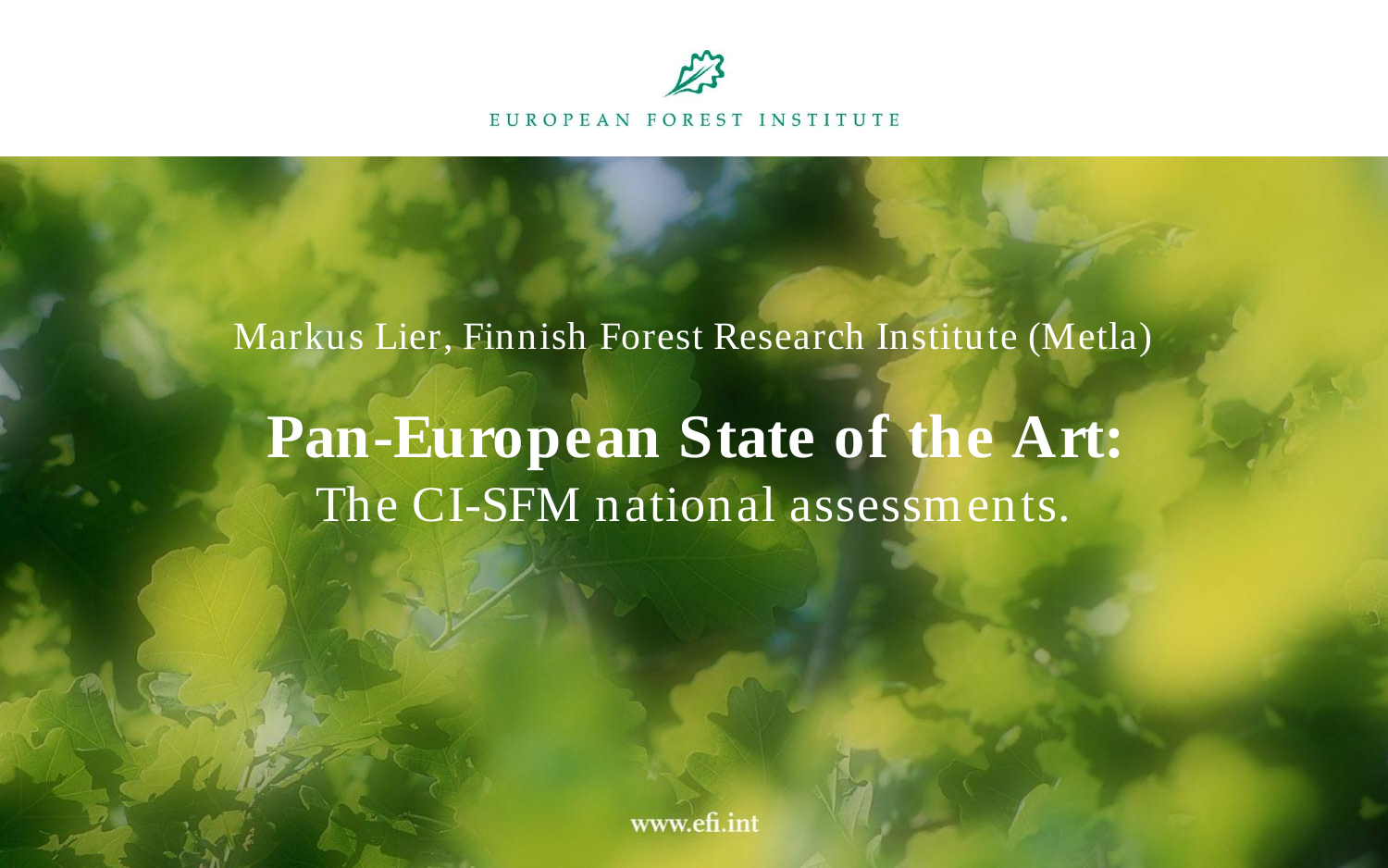EUROPEAN FOREST INSTITUTE

Markus Lier, Finnish Forest Research Institute (Metla)

# Pan-European State of the Art:

## The CI-SFM national assessments.

www.efi.int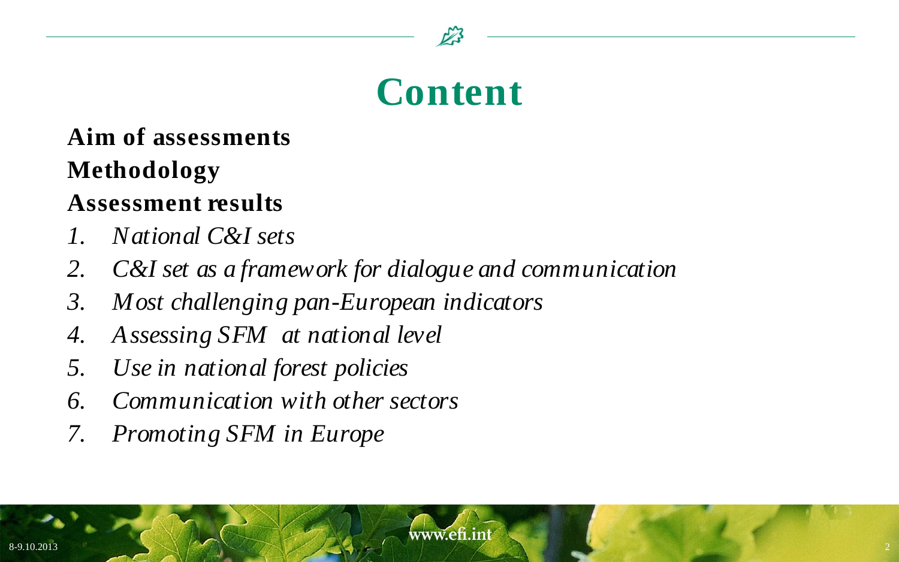# Content

**Aim of assessments**

**Methodology**

**Assessment results**

1. *National C&I sets*
2. *C&I set as a framework for dialogue and communication*
3. *Most challenging pan-European indicators*
4. *Assessing SFM at national level*
5. *Use in national forest policies*
6. *Communication with other sectors*
7. *Promoting SFM in Europe*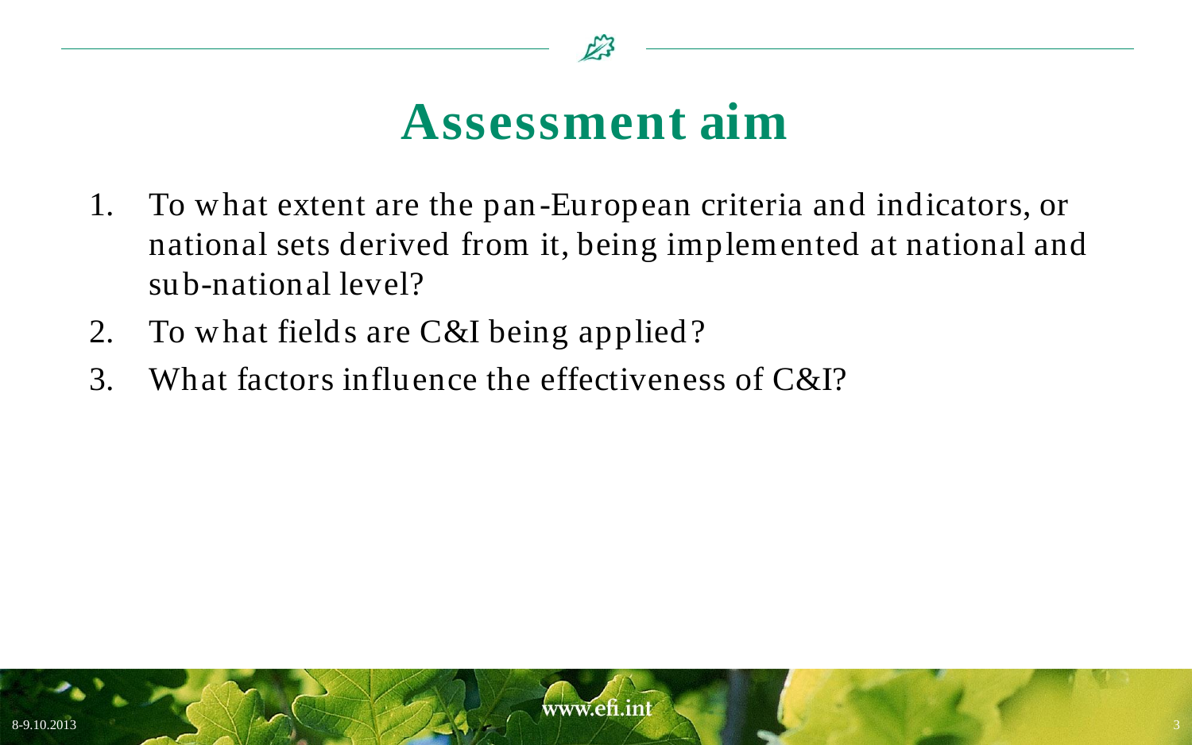# Assessment aim

1. To what extent are the pan-European criteria and indicators, or national sets derived from it, being implemented at national and sub-national level?
2. To what fields are C&I being applied?
3. What factors influence the effectiveness of C&I?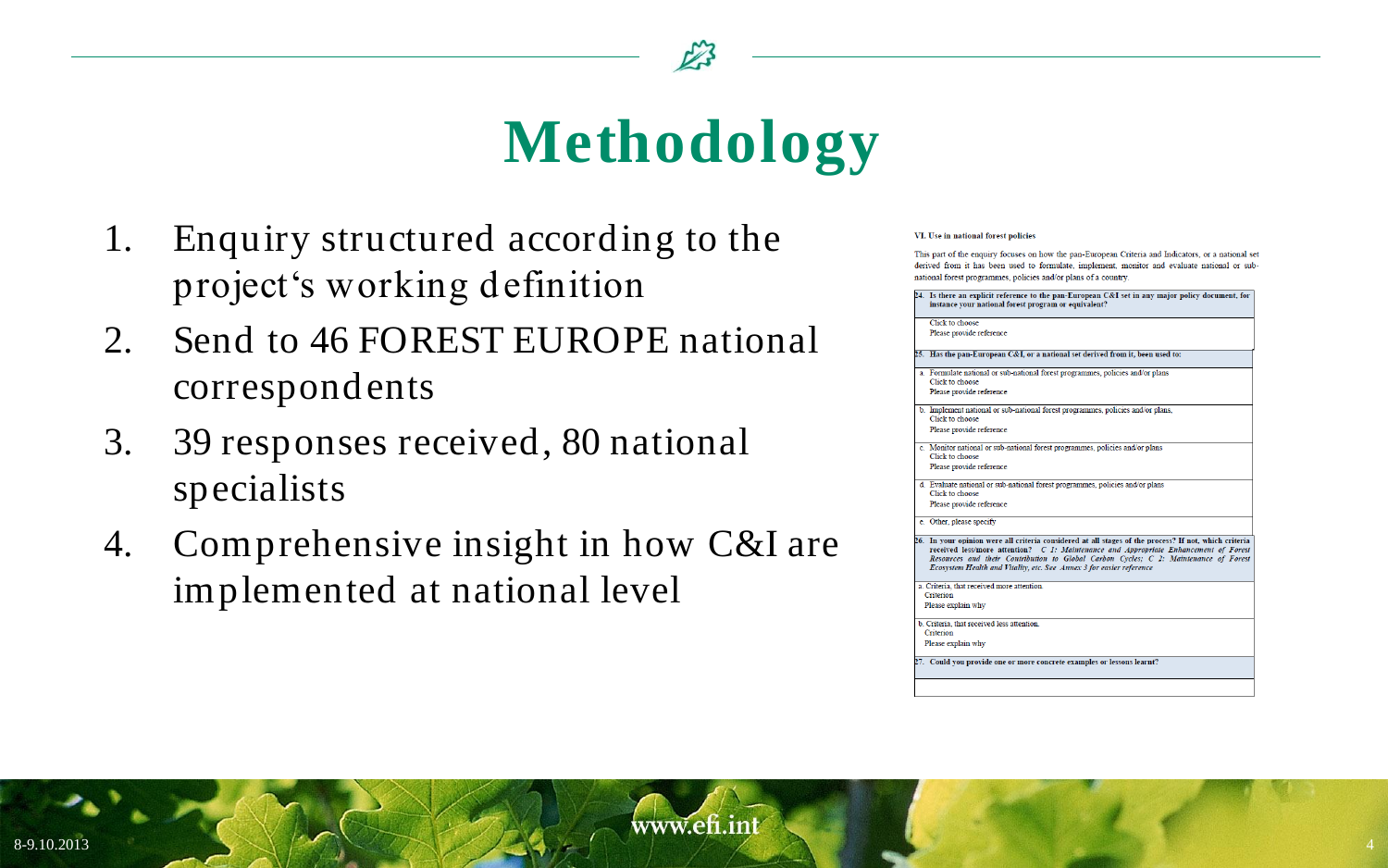# Methodology

1. Enquiry structured according to the project's working definition
2. Send to 46 FOREST EUROPE national correspondents
3. 39 responses received, 80 national specialists
4. Comprehensive insight in how C&I are implemented at national level

**VI. Use in national forest policies**

This part of the enquiry focuses on how the pan-European Criteria and Indicators, or a national set derived from it has been used to formulate, implement, monitor and evaluate national or sub-national forest programmes, policies and/or plans of a country.

| **24. Is there an explicit reference to the pan-European C&I set in any major policy document, for instance your national forest program or equivalent?** |
|---|
| Click to choose<br>Please provide reference |
| **25. Has the pan-European C&I, or a national set derived from it, been used to:** |
| a. Formulate national or sub-national forest programmes, policies and/or plans<br>Click to choose<br>Please provide reference |
| b. Implement national or sub-national forest programmes, policies and/or plans,<br>Click to choose<br>Please provide reference |
| c. Monitor national or sub-national forest programmes, policies and/or plans<br>Click to choose<br>Please provide reference |
| d. Evaluate national or sub-national forest programmes, policies and/or plans<br>Click to choose<br>Please provide reference |
| e. Other, please specify |
| **26. In your opinion were all criteria considered at all stages of the process? If not, which criteria received less/more attention?** *C 1: Maintenance and Appropriate Enhancement of Forest Resources and their Contribution to Global Carbon Cycles; C 2: Maintenance of Forest Ecosystem Health and Vitality, etc. See Annex 3 for easier reference* |
| a. Criteria, that received more attention.<br>Criterion<br>Please explain why |
| b. Criteria, that received less attention.<br>Criterion<br>Please explain why |
| **27. Could you provide one or more concrete examples or lessons learnt?** |
| |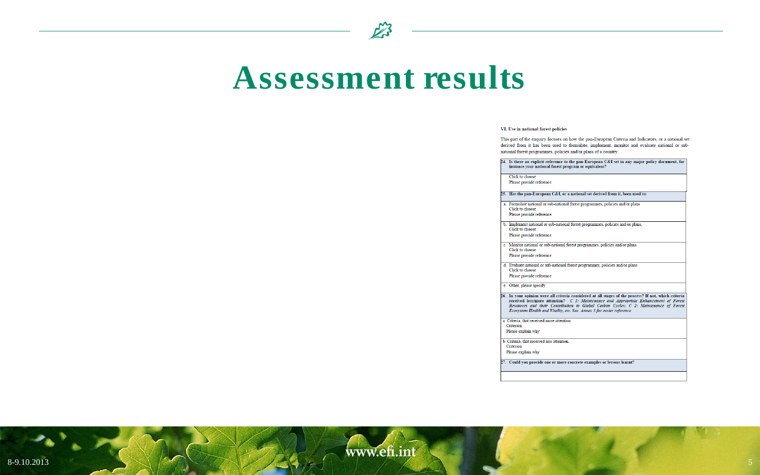# Assessment results

**VI. Use in national forest policies**

This part of the enquiry focuses on how the pan-European Criteria and Indicators, or a national set derived from it has been used to formulate, implement, monitor and evaluate national or sub-national forest programmes, policies and/or plans of a country.

**24. Is there an explicit reference to the pan-European C&I set in any major policy document, for instance your national forest program or equivalent?**

Click to choose
Please provide reference

**25. Has the pan-European C&I, or a national set derived from it, been used to:**

a. Formulate national or sub-national forest programmes, policies and/or plans
Click to choose
Please provide reference

b. Implement national or sub-national forest programmes, policies and/or plans,
Click to choose
Please provide reference

c. Monitor national or sub-national forest programmes, policies and/or plans
Click to choose
Please provide reference

d. Evaluate national or sub-national forest programmes, policies and/or plans
Click to choose
Please provide reference

e. Other, please specify

**26. In your opinion were all criteria considered at all stages of the process? If not, which criteria received less/more attention?** *C 1: Maintenance and Appropriate Enhancement of Forest Resources and their Contribution to Global Carbon Cycles; C 2: Maintenance of Forest Ecosystem Health and Vitality, etc. See Annex 3 for easier reference*

a. Criteria, that received more attention.
Criterion
Please explain why

b. Criteria, that received less attention.
Criterion
Please explain why

**27. Could you provide one or more concrete examples or lessons learnt?**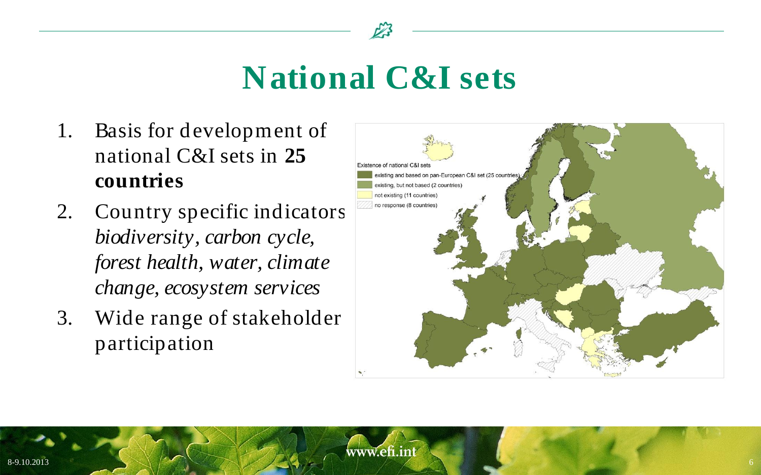# National C&I sets

1. Basis for development of national C&I sets in **25 countries**
2. Country specific indicators *biodiversity, carbon cycle, forest health, water, climate change, ecosystem services*
3. Wide range of stakeholder participation

Existence of national C&I sets
- existing and based on pan-European C&I set (25 countries)
- existing, but not based (2 countries)
- not existing (11 countries)
- no response (8 countries)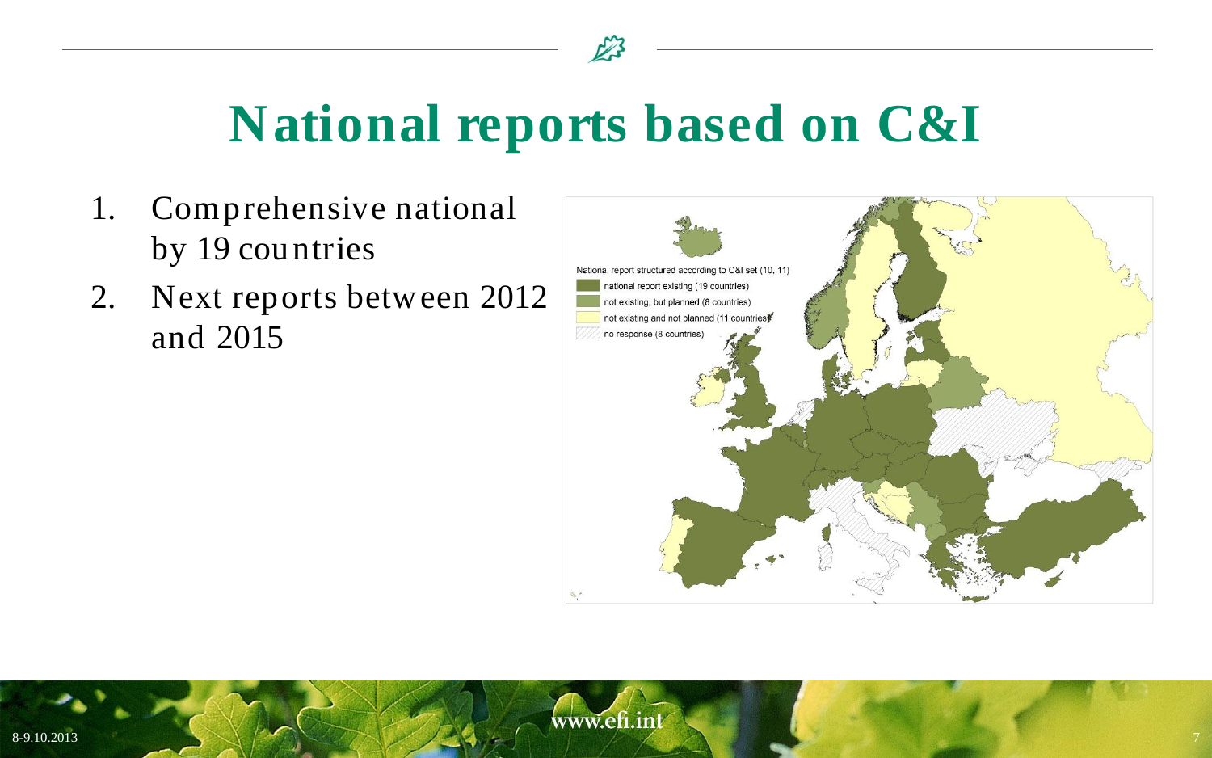# National reports based on C&I

1. Comprehensive national by 19 countries
2. Next reports between 2012 and 2015

National report structured according to C&I set (10, 11)

- national report existing (19 countries)
- not existing, but planned (8 countries)
- not existing and not planned (11 countries)
- no response (8 countries)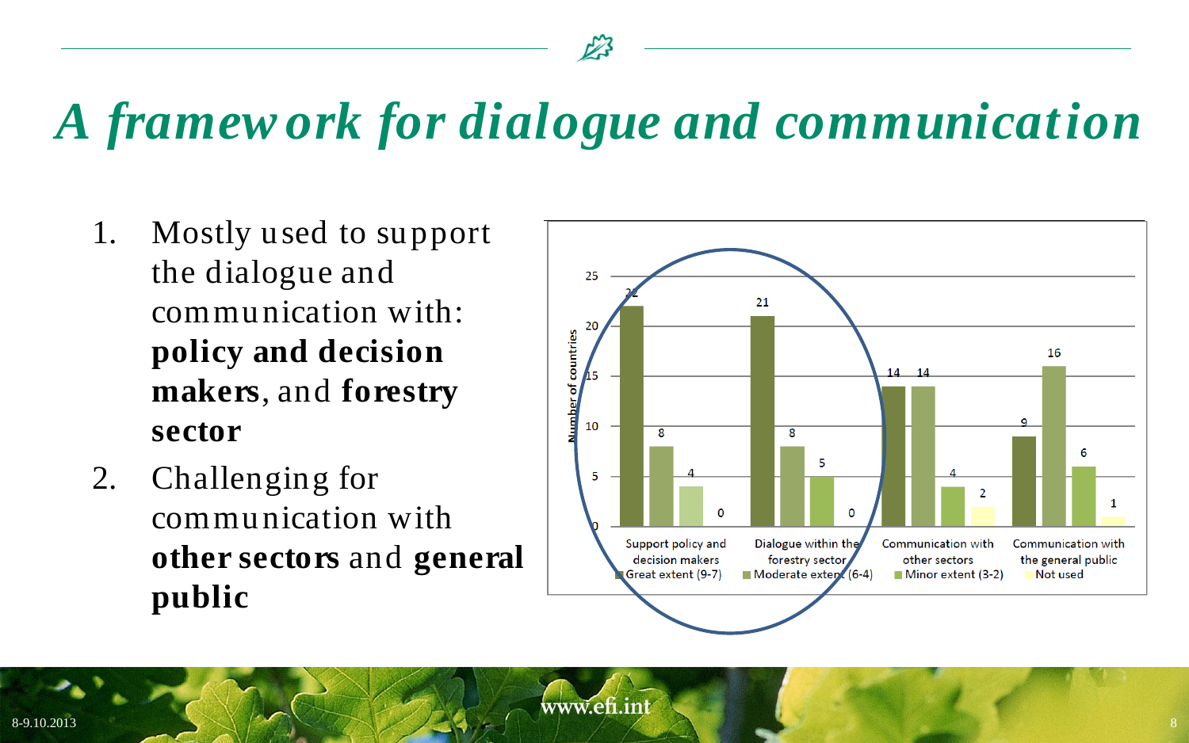# A framework for dialogue and communication

1. Mostly used to support the dialogue and communication with: **policy and decision makers**, and **forestry sector**
2. Challenging for communication with **other sectors** and **general public**

| | Great extent (9-7) | Moderate extent (6-4) | Minor extent (3-2) | Not used |
|---|---|---|---|---|
| Support policy and decision makers | 22 | 8 | 4 | 0 |
| Dialogue within the forestry sector | 21 | 8 | 5 | 0 |
| Communication with other sectors | 14 | 14 | 4 | 2 |
| Communication with the general public | 9 | 16 | 6 | 1 |

Number of countries

www.efi.int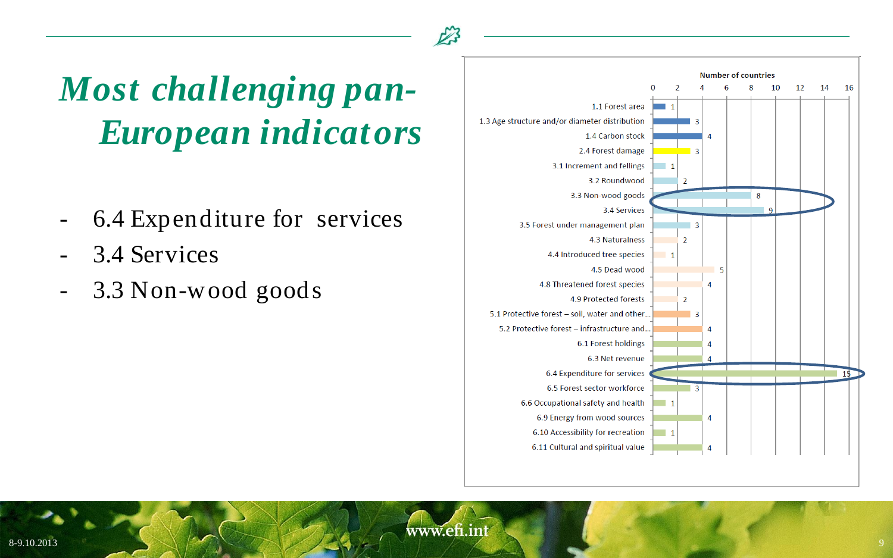# Most challenging pan-European indicators

- 6.4 Expenditure for services
- 3.4 Services
- 3.3 Non-wood goods

| Indicator | Number of countries |
|---|---|
| 1.1 Forest area | 1 |
| 1.3 Age structure and/or diameter distribution | 3 |
| 1.4 Carbon stock | 4 |
| 2.4 Forest damage | 3 |
| 3.1 Increment and fellings | 1 |
| 3.2 Roundwood | 2 |
| 3.3 Non-wood goods | 8 |
| 3.4 Services | 9 |
| 3.5 Forest under management plan | 3 |
| 4.3 Naturalness | 2 |
| 4.4 Introduced tree species | 1 |
| 4.5 Dead wood | 5 |
| 4.8 Threatened forest species | 4 |
| 4.9 Protected forests | 2 |
| 5.1 Protective forest – soil, water and other... | 3 |
| 5.2 Protective forest – infrastructure and... | 4 |
| 6.1 Forest holdings | 4 |
| 6.3 Net revenue | 4 |
| 6.4 Expenditure for services | 15 |
| 6.5 Forest sector workforce | 3 |
| 6.6 Occupational safety and health | 1 |
| 6.9 Energy from wood sources | 4 |
| 6.10 Accessibility for recreation | 1 |
| 6.11 Cultural and spiritual value | 4 |

www.efi.int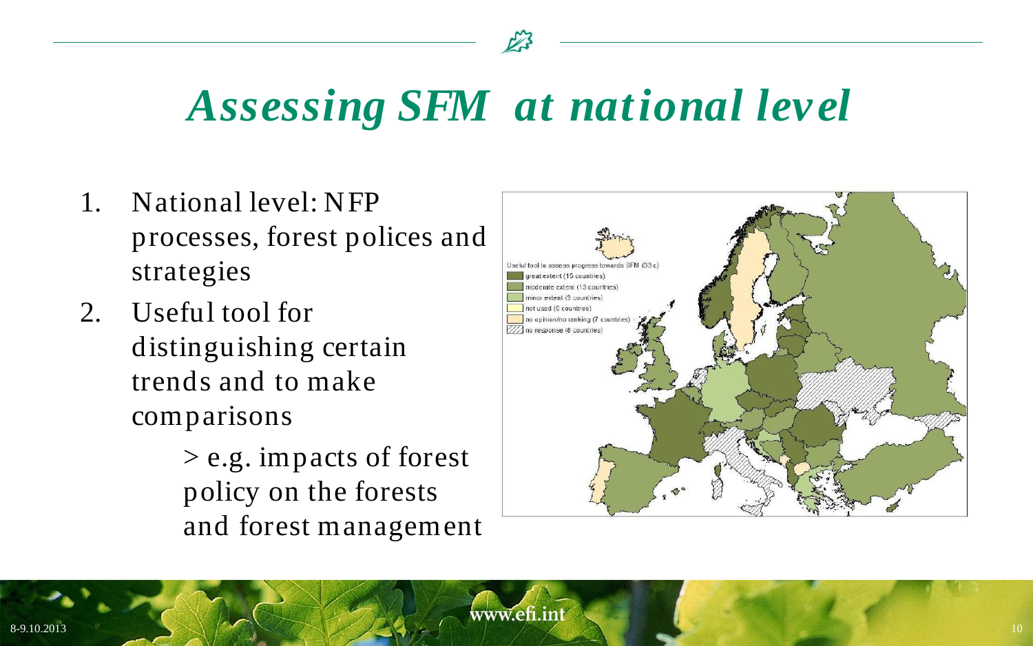# *Assessing SFM at national level*

1. National level: NFP processes, forest polices and strategies
2. Useful tool for distinguishing certain trends and to make comparisons

   > e.g. impacts of forest policy on the forests and forest management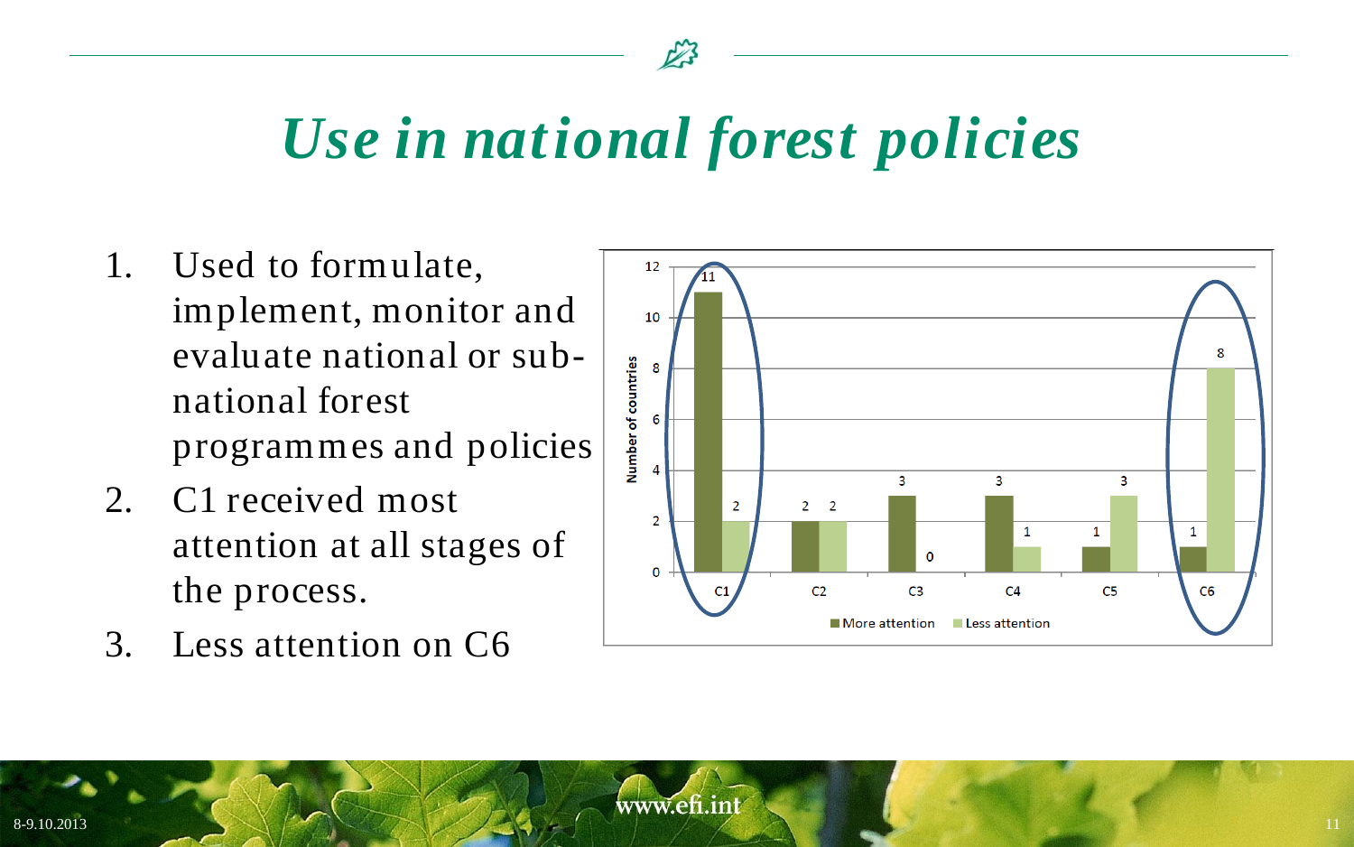# *Use in national forest policies*

1. Used to formulate, implement, monitor and evaluate national or sub-national forest programmes and policies
2. C1 received most attention at all stages of the process.
3. Less attention on C6

| | C1 | C2 | C3 | C4 | C5 | C6 |
|---|---|---|---|---|---|---|
| More attention | 11 | 2 | 3 | 3 | 1 | 1 |
| Less attention | 2 | 2 | 0 | 1 | 3 | 8 |

Number of countries

www.efi.int

8-9.10.2013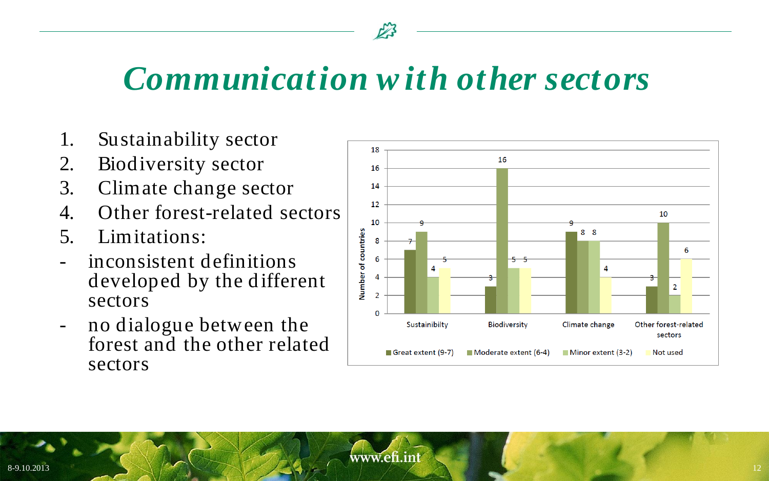# Communication with other sectors

1. Sustainability sector
2. Biodiversity sector
3. Climate change sector
4. Other forest-related sectors
5. Limitations:

- inconsistent definitions developed by the different sectors
- no dialogue between the forest and the other related sectors

| Number of countries | Great extent (9-7) | Moderate extent (6-4) | Minor extent (3-2) | Not used |
|---|---|---|---|---|
| Sustainibilty | 7 | 9 | 4 | 5 |
| Biodiversity | 3 | 16 | 5 | 5 |
| Climate change | 9 | 8 | 8 | 4 |
| Other forest-related sectors | 3 | 10 | 2 | 6 |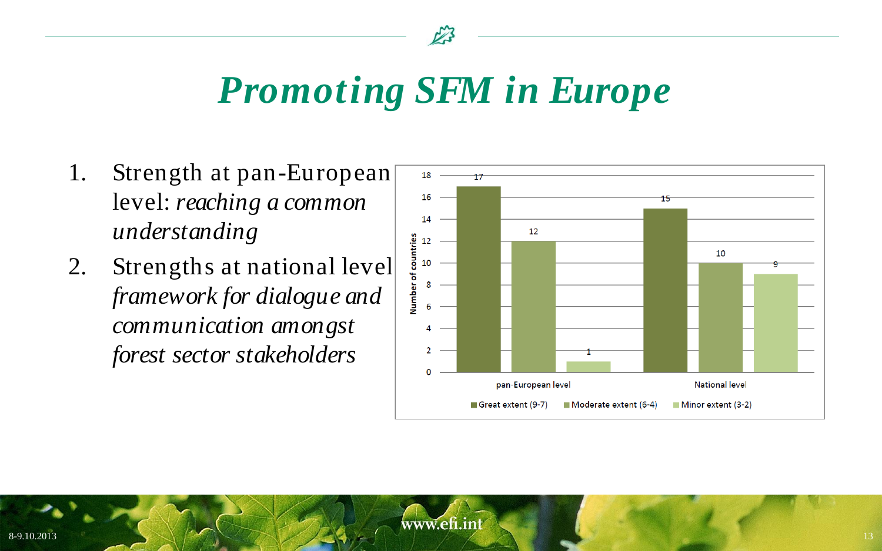# Promoting SFM in Europe

1. Strength at pan-European level: *reaching a common understanding*
2. Strengths at national level *framework for dialogue and communication amongst forest sector stakeholders*

| Number of countries | Great extent (9-7) | Moderate extent (6-4) | Minor extent (3-2) |
|---|---|---|---|
| pan-European level | 17 | 12 | 1 |
| National level | 15 | 10 | 9 |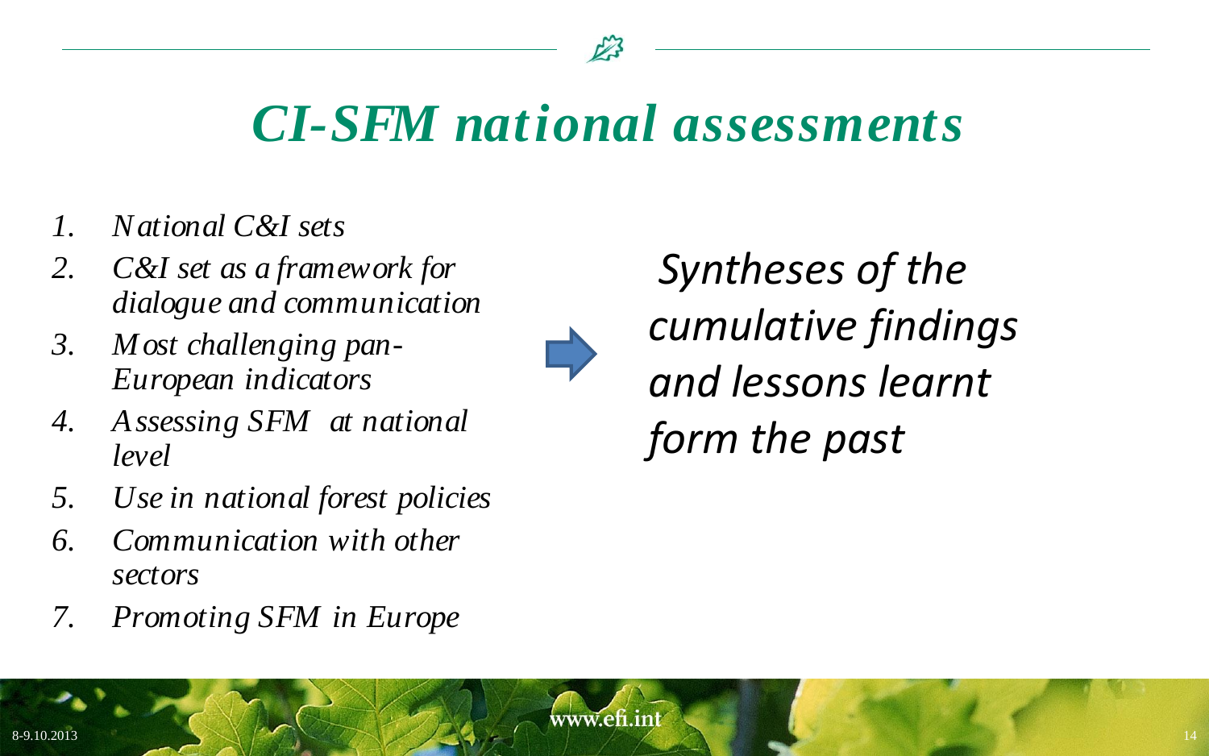# *CI-SFM national assessments*

1. *National C&I sets*
2. *C&I set as a framework for dialogue and communication*
3. *Most challenging pan-European indicators*
4. *Assessing SFM at national level*
5. *Use in national forest policies*
6. *Communication with other sectors*
7. *Promoting SFM in Europe*

*Syntheses of the cumulative findings and lessons learnt form the past*

www.efi.int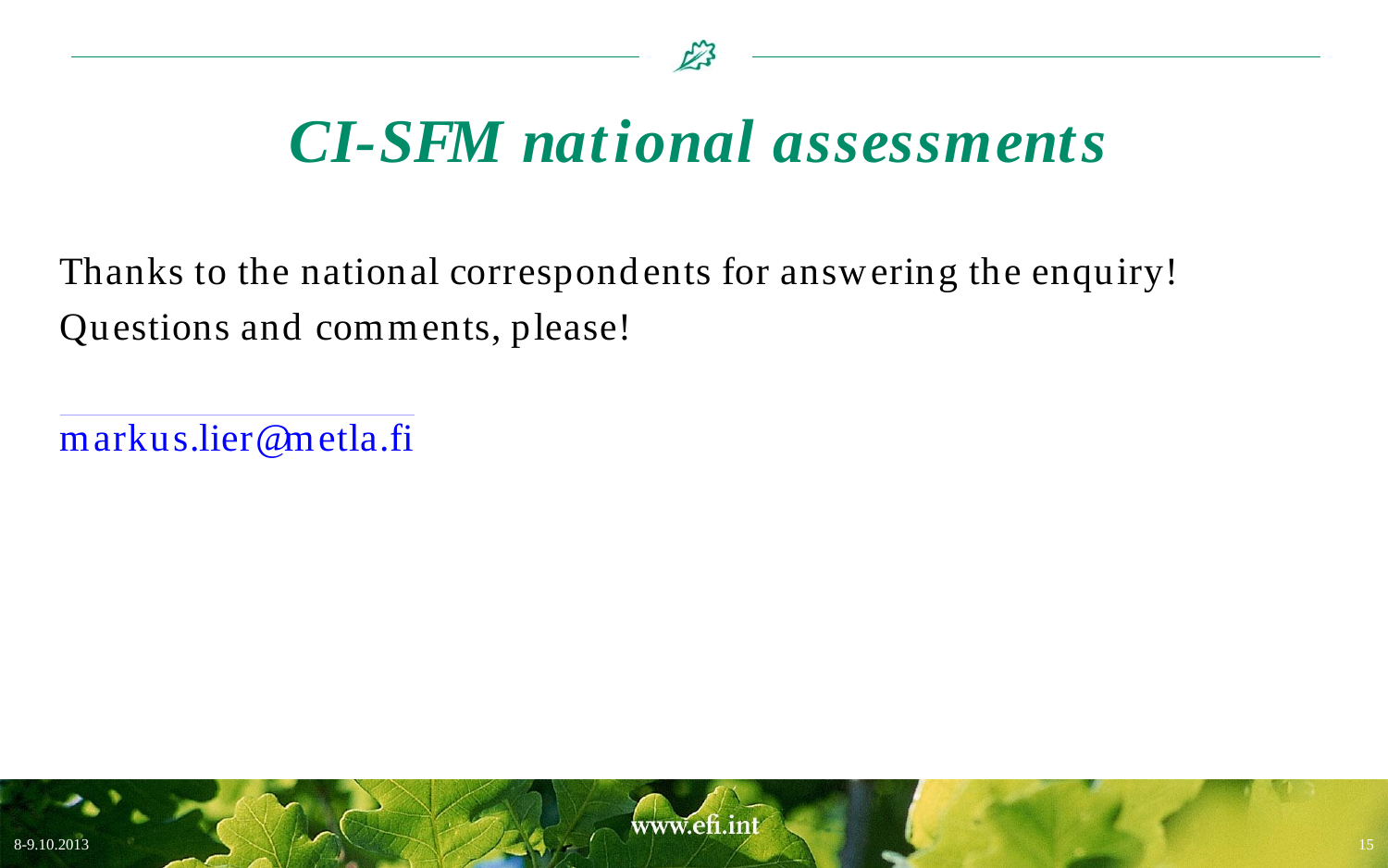# *CI-SFM national assessments*

Thanks to the national correspondents for answering the enquiry!

Questions and comments, please!

markus.lier@metla.fi